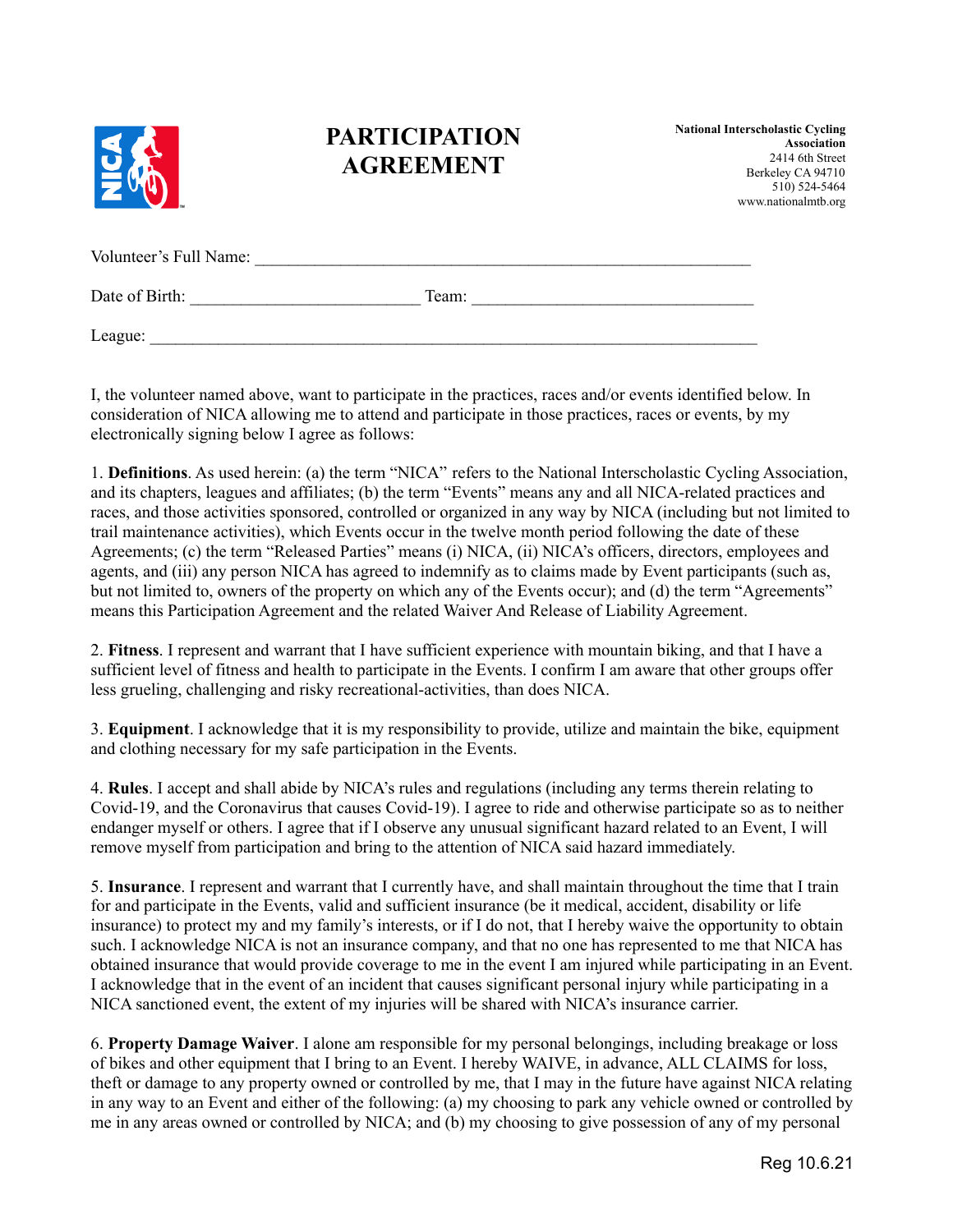# PARTICIPATION AGREEMENT

**National Interscholastic Cycling Association**
2414 6th Street
Berkeley CA 94710
510) 524-5464
www.nationalmtb.org

Volunteer's Full Name: ___________________________________________________________

Date of Birth: __________________________ Team: ________________________________

League: ______________________________________________________________________

I, the volunteer named above, want to participate in the practices, races and/or events identified below. In consideration of NICA allowing me to attend and participate in those practices, races or events, by my electronically signing below I agree as follows:

1. **Definitions**. As used herein: (a) the term "NICA" refers to the National Interscholastic Cycling Association, and its chapters, leagues and affiliates; (b) the term "Events" means any and all NICA-related practices and races, and those activities sponsored, controlled or organized in any way by NICA (including but not limited to trail maintenance activities), which Events occur in the twelve month period following the date of these Agreements; (c) the term "Released Parties" means (i) NICA, (ii) NICA's officers, directors, employees and agents, and (iii) any person NICA has agreed to indemnify as to claims made by Event participants (such as, but not limited to, owners of the property on which any of the Events occur); and (d) the term "Agreements" means this Participation Agreement and the related Waiver And Release of Liability Agreement.

2. **Fitness**. I represent and warrant that I have sufficient experience with mountain biking, and that I have a sufficient level of fitness and health to participate in the Events. I confirm I am aware that other groups offer less grueling, challenging and risky recreational-activities, than does NICA.

3. **Equipment**. I acknowledge that it is my responsibility to provide, utilize and maintain the bike, equipment and clothing necessary for my safe participation in the Events.

4. **Rules**. I accept and shall abide by NICA's rules and regulations (including any terms therein relating to Covid-19, and the Coronavirus that causes Covid-19). I agree to ride and otherwise participate so as to neither endanger myself or others. I agree that if I observe any unusual significant hazard related to an Event, I will remove myself from participation and bring to the attention of NICA said hazard immediately.

5. **Insurance**. I represent and warrant that I currently have, and shall maintain throughout the time that I train for and participate in the Events, valid and sufficient insurance (be it medical, accident, disability or life insurance) to protect my and my family's interests, or if I do not, that I hereby waive the opportunity to obtain such. I acknowledge NICA is not an insurance company, and that no one has represented to me that NICA has obtained insurance that would provide coverage to me in the event I am injured while participating in an Event. I acknowledge that in the event of an incident that causes significant personal injury while participating in a NICA sanctioned event, the extent of my injuries will be shared with NICA's insurance carrier.

6. **Property Damage Waiver**. I alone am responsible for my personal belongings, including breakage or loss of bikes and other equipment that I bring to an Event. I hereby WAIVE, in advance, ALL CLAIMS for loss, theft or damage to any property owned or controlled by me, that I may in the future have against NICA relating in any way to an Event and either of the following: (a) my choosing to park any vehicle owned or controlled by me in any areas owned or controlled by NICA; and (b) my choosing to give possession of any of my personal

Reg 10.6.21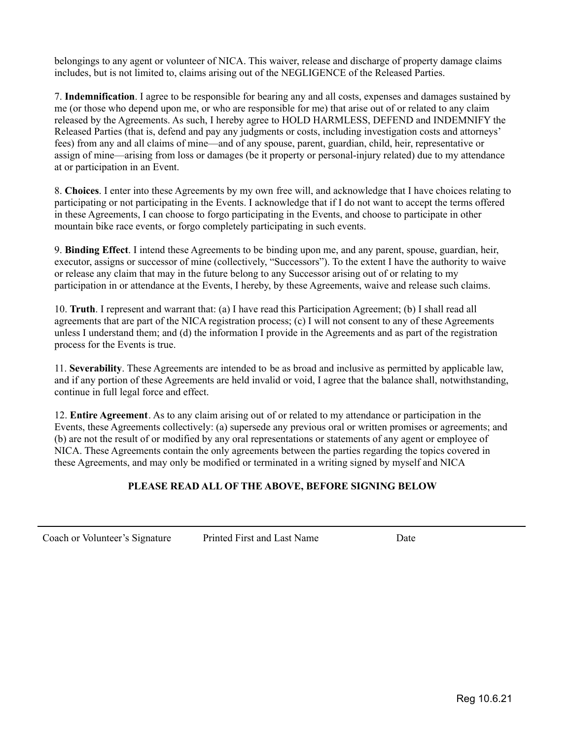belongings to any agent or volunteer of NICA. This waiver, release and discharge of property damage claims includes, but is not limited to, claims arising out of the NEGLIGENCE of the Released Parties.

7. **Indemnification**. I agree to be responsible for bearing any and all costs, expenses and damages sustained by me (or those who depend upon me, or who are responsible for me) that arise out of or related to any claim released by the Agreements. As such, I hereby agree to HOLD HARMLESS, DEFEND and INDEMNIFY the Released Parties (that is, defend and pay any judgments or costs, including investigation costs and attorneys' fees) from any and all claims of mine—and of any spouse, parent, guardian, child, heir, representative or assign of mine—arising from loss or damages (be it property or personal-injury related) due to my attendance at or participation in an Event.

8. **Choices**. I enter into these Agreements by my own free will, and acknowledge that I have choices relating to participating or not participating in the Events. I acknowledge that if I do not want to accept the terms offered in these Agreements, I can choose to forgo participating in the Events, and choose to participate in other mountain bike race events, or forgo completely participating in such events.

9. **Binding Effect**. I intend these Agreements to be binding upon me, and any parent, spouse, guardian, heir, executor, assigns or successor of mine (collectively, "Successors"). To the extent I have the authority to waive or release any claim that may in the future belong to any Successor arising out of or relating to my participation in or attendance at the Events, I hereby, by these Agreements, waive and release such claims.

10. **Truth**. I represent and warrant that: (a) I have read this Participation Agreement; (b) I shall read all agreements that are part of the NICA registration process; (c) I will not consent to any of these Agreements unless I understand them; and (d) the information I provide in the Agreements and as part of the registration process for the Events is true.

11. **Severability**. These Agreements are intended to be as broad and inclusive as permitted by applicable law, and if any portion of these Agreements are held invalid or void, I agree that the balance shall, notwithstanding, continue in full legal force and effect.

12. **Entire Agreement**. As to any claim arising out of or related to my attendance or participation in the Events, these Agreements collectively: (a) supersede any previous oral or written promises or agreements; and (b) are not the result of or modified by any oral representations or statements of any agent or employee of NICA. These Agreements contain the only agreements between the parties regarding the topics covered in these Agreements, and may only be modified or terminated in a writing signed by myself and NICA

**PLEASE READ ALL OF THE ABOVE, BEFORE SIGNING BELOW**

---

Coach or Volunteer's Signature          Printed First and Last Name          Date

Reg 10.6.21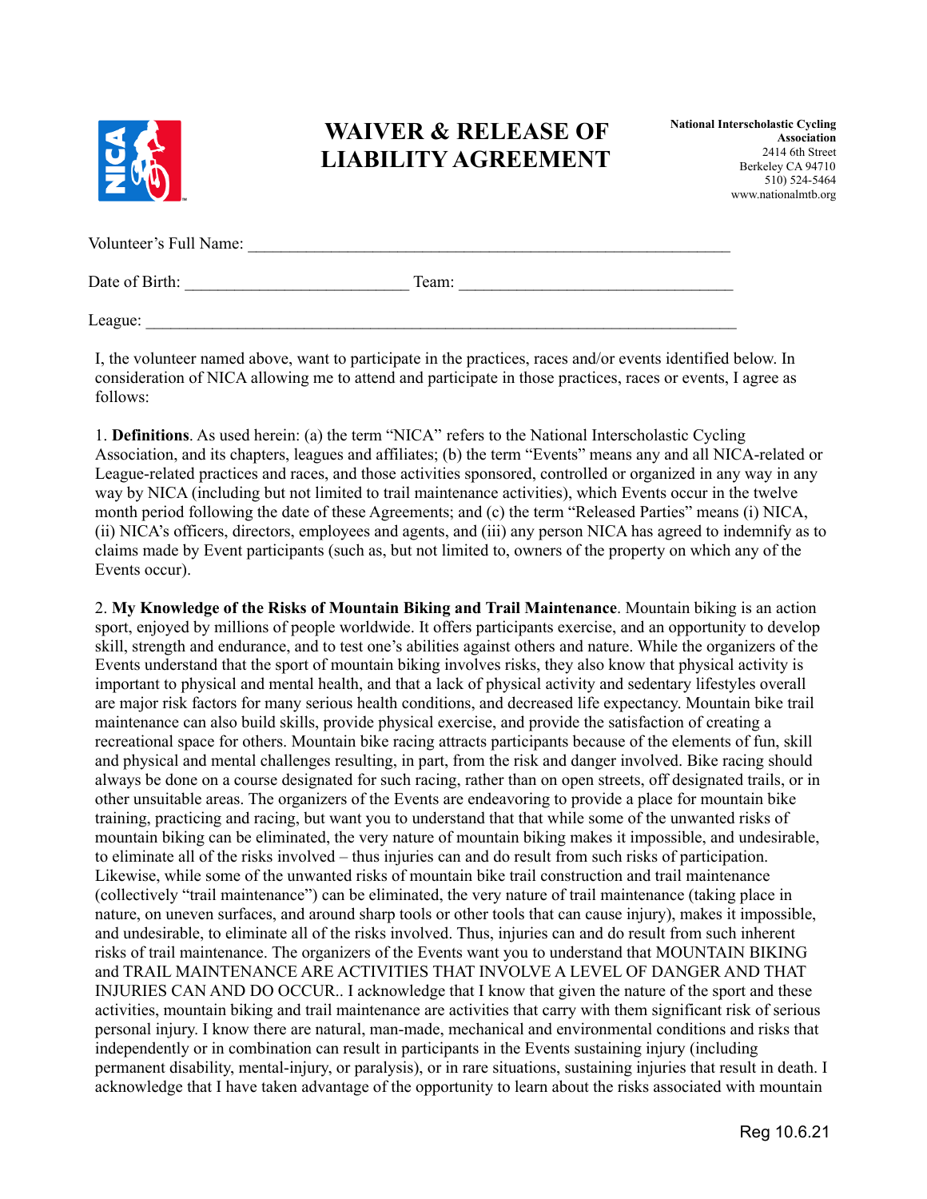# WAIVER & RELEASE OF LIABILITY AGREEMENT

**National Interscholastic Cycling Association**
2414 6th Street
Berkeley CA 94710
510) 524-5464
www.nationalmtb.org

Volteer's Full Name: ___________________________________________________________

Date of Birth: ___________________________ Team: _________________________________

League: ___________________________________________________________________________

I, the volunteer named above, want to participate in the practices, races and/or events identified below. In consideration of NICA allowing me to attend and participate in those practices, races or events, I agree as follows:

1. **Definitions**. As used herein: (a) the term "NICA" refers to the National Interscholastic Cycling Association, and its chapters, leagues and affiliates; (b) the term "Events" means any and all NICA-related or League-related practices and races, and those activities sponsored, controlled or organized in any way in any way by NICA (including but not limited to trail maintenance activities), which Events occur in the twelve month period following the date of these Agreements; and (c) the term "Released Parties" means (i) NICA, (ii) NICA's officers, directors, employees and agents, and (iii) any person NICA has agreed to indemnify as to claims made by Event participants (such as, but not limited to, owners of the property on which any of the Events occur).

2. **My Knowledge of the Risks of Mountain Biking and Trail Maintenance**. Mountain biking is an action sport, enjoyed by millions of people worldwide. It offers participants exercise, and an opportunity to develop skill, strength and endurance, and to test one's abilities against others and nature. While the organizers of the Events understand that the sport of mountain biking involves risks, they also know that physical activity is important to physical and mental health, and that a lack of physical activity and sedentary lifestyles overall are major risk factors for many serious health conditions, and decreased life expectancy. Mountain bike trail maintenance can also build skills, provide physical exercise, and provide the satisfaction of creating a recreational space for others. Mountain bike racing attracts participants because of the elements of fun, skill and physical and mental challenges resulting, in part, from the risk and danger involved. Bike racing should always be done on a course designated for such racing, rather than on open streets, off designated trails, or in other unsuitable areas. The organizers of the Events are endeavoring to provide a place for mountain bike training, practicing and racing, but want you to understand that that while some of the unwanted risks of mountain biking can be eliminated, the very nature of mountain biking makes it impossible, and undesirable, to eliminate all of the risks involved – thus injuries can and do result from such risks of participation. Likewise, while some of the unwanted risks of mountain bike trail construction and trail maintenance (collectively "trail maintenance") can be eliminated, the very nature of trail maintenance (taking place in nature, on uneven surfaces, and around sharp tools or other tools that can cause injury), makes it impossible, and undesirable, to eliminate all of the risks involved. Thus, injuries can and do result from such inherent risks of trail maintenance. The organizers of the Events want you to understand that MOUNTAIN BIKING and TRAIL MAINTENANCE ARE ACTIVITIES THAT INVOLVE A LEVEL OF DANGER AND THAT INJURIES CAN AND DO OCCUR.. I acknowledge that I know that given the nature of the sport and these activities, mountain biking and trail maintenance are activities that carry with them significant risk of serious personal injury. I know there are natural, man-made, mechanical and environmental conditions and risks that independently or in combination can result in participants in the Events sustaining injury (including permanent disability, mental-injury, or paralysis), or in rare situations, sustaining injuries that result in death. I acknowledge that I have taken advantage of the opportunity to learn about the risks associated with mountain

Reg 10.6.21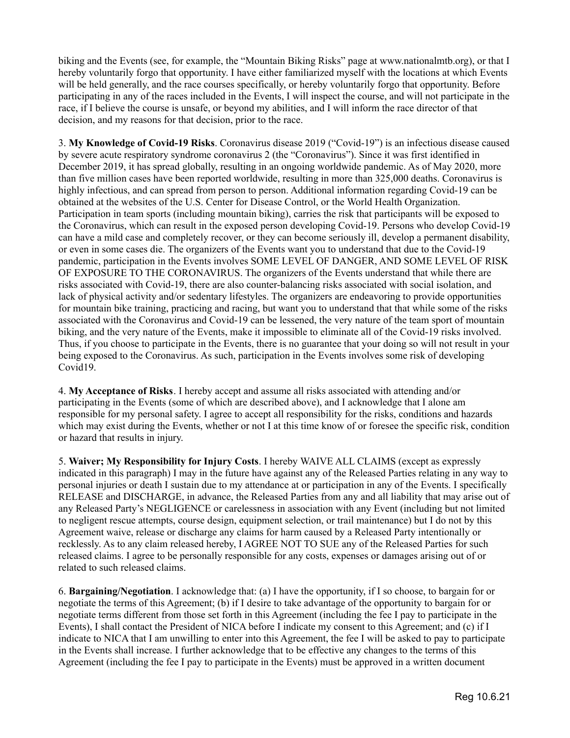biking and the Events (see, for example, the "Mountain Biking Risks" page at www.nationalmtb.org), or that I hereby voluntarily forgo that opportunity. I have either familiarized myself with the locations at which Events will be held generally, and the race courses specifically, or hereby voluntarily forgo that opportunity. Before participating in any of the races included in the Events, I will inspect the course, and will not participate in the race, if I believe the course is unsafe, or beyond my abilities, and I will inform the race director of that decision, and my reasons for that decision, prior to the race.

3. **My Knowledge of Covid-19 Risks**. Coronavirus disease 2019 ("Covid-19") is an infectious disease caused by severe acute respiratory syndrome coronavirus 2 (the "Coronavirus"). Since it was first identified in December 2019, it has spread globally, resulting in an ongoing worldwide pandemic. As of May 2020, more than five million cases have been reported worldwide, resulting in more than 325,000 deaths. Coronavirus is highly infectious, and can spread from person to person. Additional information regarding Covid-19 can be obtained at the websites of the U.S. Center for Disease Control, or the World Health Organization. Participation in team sports (including mountain biking), carries the risk that participants will be exposed to the Coronavirus, which can result in the exposed person developing Covid-19. Persons who develop Covid-19 can have a mild case and completely recover, or they can become seriously ill, develop a permanent disability, or even in some cases die. The organizers of the Events want you to understand that due to the Covid-19 pandemic, participation in the Events involves SOME LEVEL OF DANGER, AND SOME LEVEL OF RISK OF EXPOSURE TO THE CORONAVIRUS. The organizers of the Events understand that while there are risks associated with Covid-19, there are also counter-balancing risks associated with social isolation, and lack of physical activity and/or sedentary lifestyles. The organizers are endeavoring to provide opportunities for mountain bike training, practicing and racing, but want you to understand that that while some of the risks associated with the Coronavirus and Covid-19 can be lessened, the very nature of the team sport of mountain biking, and the very nature of the Events, make it impossible to eliminate all of the Covid-19 risks involved. Thus, if you choose to participate in the Events, there is no guarantee that your doing so will not result in your being exposed to the Coronavirus. As such, participation in the Events involves some risk of developing Covid19.

4. **My Acceptance of Risks**. I hereby accept and assume all risks associated with attending and/or participating in the Events (some of which are described above), and I acknowledge that I alone am responsible for my personal safety. I agree to accept all responsibility for the risks, conditions and hazards which may exist during the Events, whether or not I at this time know of or foresee the specific risk, condition or hazard that results in injury.

5. **Waiver; My Responsibility for Injury Costs**. I hereby WAIVE ALL CLAIMS (except as expressly indicated in this paragraph) I may in the future have against any of the Released Parties relating in any way to personal injuries or death I sustain due to my attendance at or participation in any of the Events. I specifically RELEASE and DISCHARGE, in advance, the Released Parties from any and all liability that may arise out of any Released Party's NEGLIGENCE or carelessness in association with any Event (including but not limited to negligent rescue attempts, course design, equipment selection, or trail maintenance) but I do not by this Agreement waive, release or discharge any claims for harm caused by a Released Party intentionally or recklessly. As to any claim released hereby, I AGREE NOT TO SUE any of the Released Parties for such released claims. I agree to be personally responsible for any costs, expenses or damages arising out of or related to such released claims.

6. **Bargaining/Negotiation**. I acknowledge that: (a) I have the opportunity, if I so choose, to bargain for or negotiate the terms of this Agreement; (b) if I desire to take advantage of the opportunity to bargain for or negotiate terms different from those set forth in this Agreement (including the fee I pay to participate in the Events), I shall contact the President of NICA before I indicate my consent to this Agreement; and (c) if I indicate to NICA that I am unwilling to enter into this Agreement, the fee I will be asked to pay to participate in the Events shall increase. I further acknowledge that to be effective any changes to the terms of this Agreement (including the fee I pay to participate in the Events) must be approved in a written document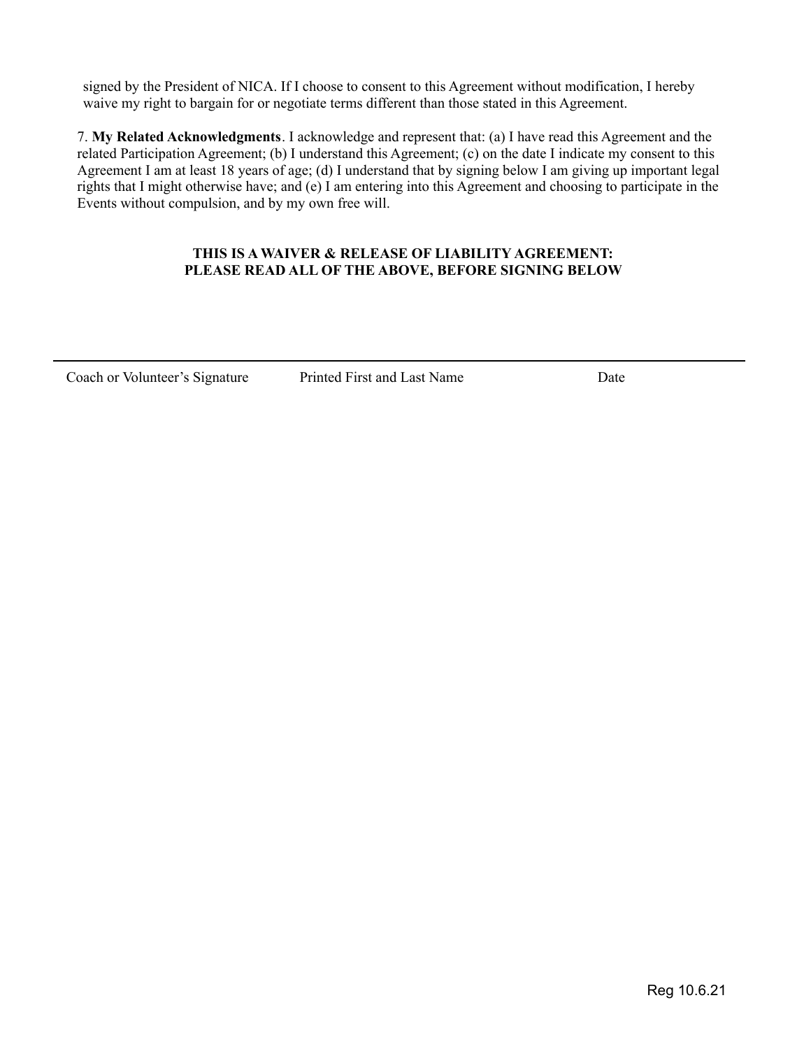signed by the President of NICA. If I choose to consent to this Agreement without modification, I hereby waive my right to bargain for or negotiate terms different than those stated in this Agreement.

7. **My Related Acknowledgments**. I acknowledge and represent that: (a) I have read this Agreement and the related Participation Agreement; (b) I understand this Agreement; (c) on the date I indicate my consent to this Agreement I am at least 18 years of age; (d) I understand that by signing below I am giving up important legal rights that I might otherwise have; and (e) I am entering into this Agreement and choosing to participate in the Events without compulsion, and by my own free will.

**THIS IS A WAIVER & RELEASE OF LIABILITY AGREEMENT:**
**PLEASE READ ALL OF THE ABOVE, BEFORE SIGNING BELOW**

---

Coach or Volunteer's Signature          Printed First and Last Name          Date

Reg 10.6.21